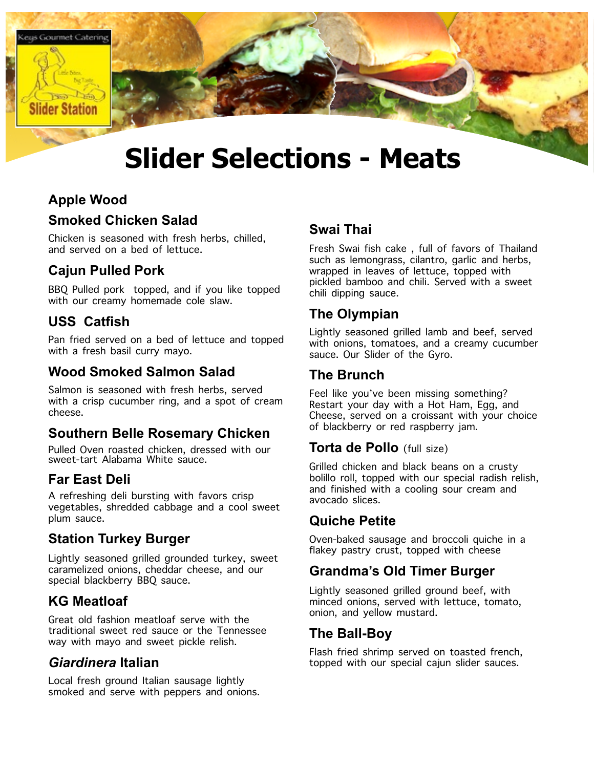# Slider Selections - Meats

### Apple Wood

### Smoked Chicken Salad

Chicken is seasoned with fresh herbs, chilled, and served on a bed of lettuce.

### Cajun Pulled Pork

BBQ Pulled pork topped, and if you like topped with our creamy homemade cole slaw.

### USS Catfish

Pan fried served on a bed of lettuce and topped with a fresh basil curry mayo.

### Wood Smoked Salmon Salad

Salmon is seasoned with fresh herbs, served with a crisp cucumber ring, and a spot of cream cheese.

### Southern Belle Rosemary Chicken

Pulled Oven roasted chicken, dressed with our sweet-tart Alabama White sauce.

### Far East Deli

A refreshing deli bursting with favors crisp vegetables, shredded cabbage and a cool sweet plum sauce.

### Station Turkey Burger

Lightly seasoned grilled grounded turkey, sweet caramelized onions, cheddar cheese, and our special blackberry BBQ sauce.

### KG Meatloaf

Great old fashion meatloaf serve with the traditional sweet red sauce or the Tennessee way with mayo and sweet pickle relish.

### *Giardinera* Italian

Local fresh ground Italian sausage lightly smoked and serve with peppers and onions.

### Swai Thai

Fresh Swai fish cake , full of favors of Thailand such as lemongrass, cilantro, garlic and herbs, wrapped in leaves of lettuce, topped with pickled bamboo and chili. Served with a sweet chili dipping sauce.

### The Olympian

Lightly seasoned grilled lamb and beef, served with onions, tomatoes, and a creamy cucumber sauce. Our Slider of the Gyro.

### The Brunch

Feel like you've been missing something? Restart your day with a Hot Ham, Egg, and Cheese, served on a croissant with your choice of blackberry or red raspberry jam.

### Torta de Pollo (full size)

Grilled chicken and black beans on a crusty bolillo roll, topped with our special radish relish, and finished with a cooling sour cream and avocado slices.

### Quiche Petite

Oven-baked sausage and broccoli quiche in a flakey pastry crust, topped with cheese

### Grandma's Old Timer Burger

Lightly seasoned grilled ground beef, with minced onions, served with lettuce, tomato, onion, and yellow mustard.

### The Ball-Boy

Flash fried shrimp served on toasted french, topped with our special cajun slider sauces.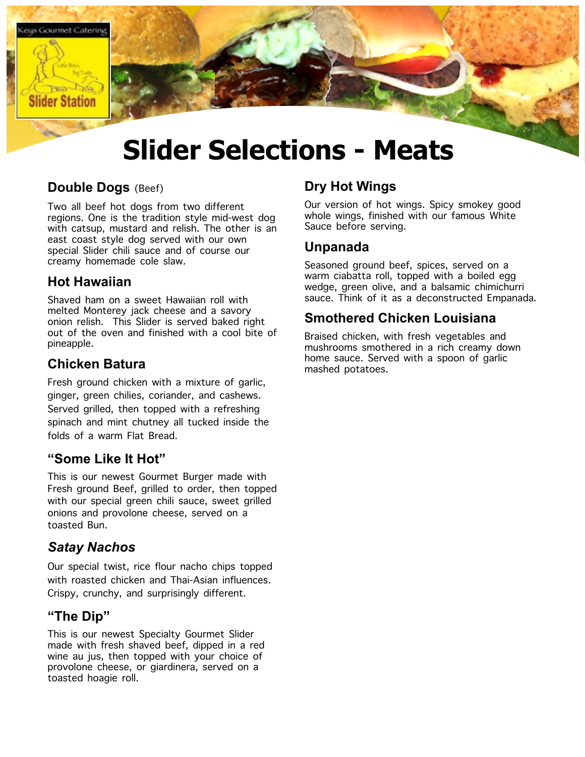# Slider Selections - Meats

## Double Dogs (Beef)

Two all beef hot dogs from two different regions. One is the tradition style mid-west dog with catsup, mustard and relish. The other is an east coast style dog served with our own special Slider chili sauce and of course our creamy homemade cole slaw.

## Hot Hawaiian

Shaved ham on a sweet Hawaiian roll with melted Monterey jack cheese and a savory onion relish. This Slider is served baked right out of the oven and finished with a cool bite of pineapple.

## Chicken Batura

Fresh ground chicken with a mixture of garlic, ginger, green chilies, coriander, and cashews. Served grilled, then topped with a refreshing spinach and mint chutney all tucked inside the folds of a warm Flat Bread.

## "Some Like It Hot"

This is our newest Gourmet Burger made with Fresh ground Beef, grilled to order, then topped with our special green chili sauce, sweet grilled onions and provolone cheese, served on a toasted Bun.

## *Satay Nachos*

Our special twist, rice flour nacho chips topped with roasted chicken and Thai-Asian influences. Crispy, crunchy, and surprisingly different.

## "The Dip"

This is our newest Specialty Gourmet Slider made with fresh shaved beef, dipped in a red wine au jus, then topped with your choice of provolone cheese, or giardinera, served on a toasted hoagie roll.

## Dry Hot Wings

Our version of hot wings. Spicy smokey good whole wings, finished with our famous White Sauce before serving.

## Unpanada

Seasoned ground beef, spices, served on a warm ciabatta roll, topped with a boiled egg wedge, green olive, and a balsamic chimichurri sauce. Think of it as a deconstructed Empanada.

## Smothered Chicken Louisiana

Braised chicken, with fresh vegetables and mushrooms smothered in a rich creamy down home sauce. Served with a spoon of garlic mashed potatoes.